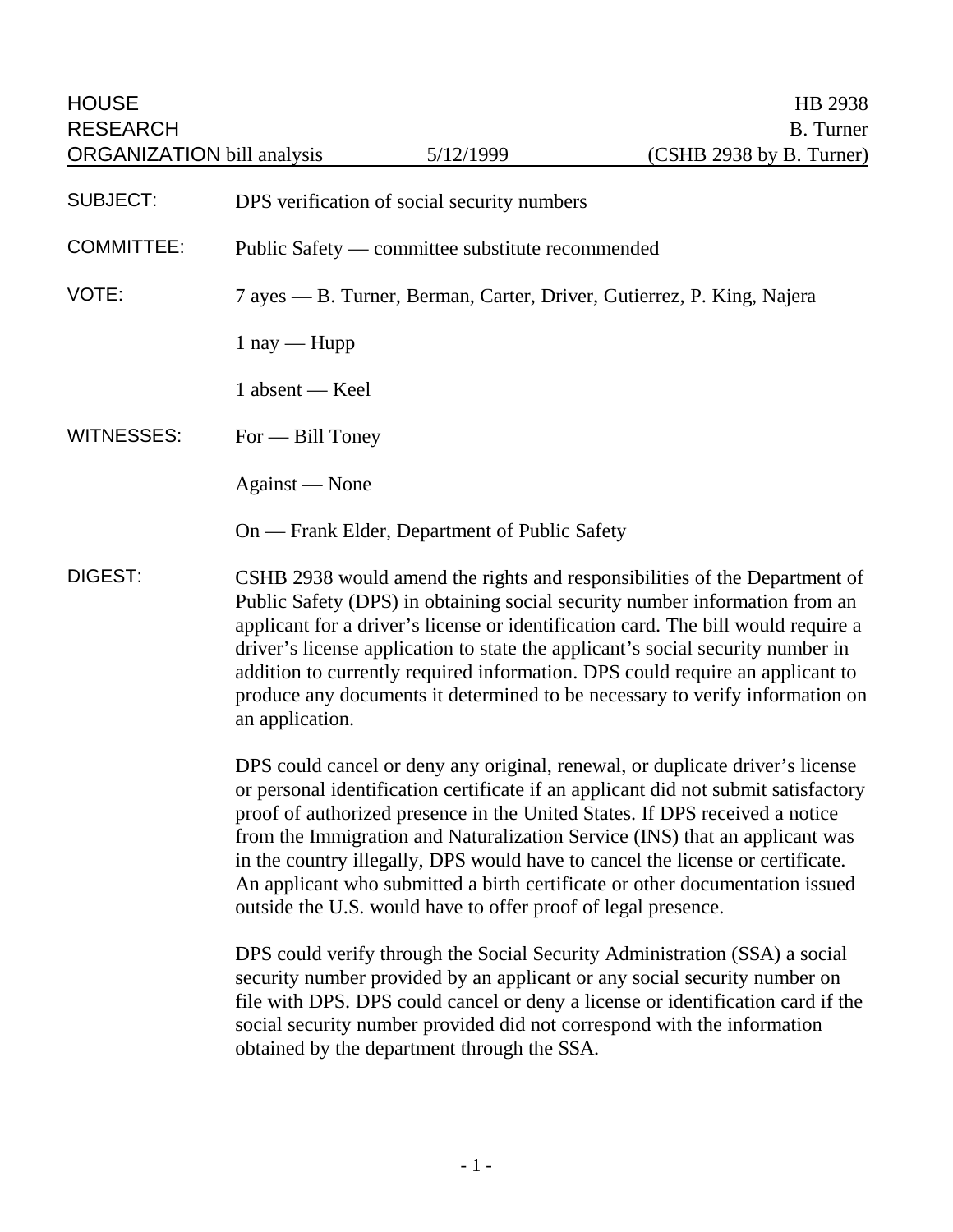HOUSE RESEARCH ORGANIZATION bill analysis | 5/12/1999 | HB 2938 B. Turner (CSHB 2938 by B. Turner)

**SUBJECT:** DPS verification of social security numbers

**COMMITTEE:** Public Safety — committee substitute recommended

**VOTE:** 7 ayes — B. Turner, Berman, Carter, Driver, Gutierrez, P. King, Najera

1 nay — Hupp

1 absent — Keel

**WITNESSES:** For — Bill Toney

Against — None

On — Frank Elder, Department of Public Safety

**DIGEST:** CSHB 2938 would amend the rights and responsibilities of the Department of Public Safety (DPS) in obtaining social security number information from an applicant for a driver's license or identification card. The bill would require a driver's license application to state the applicant's social security number in addition to currently required information. DPS could require an applicant to produce any documents it determined to be necessary to verify information on an application.

DPS could cancel or deny any original, renewal, or duplicate driver's license or personal identification certificate if an applicant did not submit satisfactory proof of authorized presence in the United States. If DPS received a notice from the Immigration and Naturalization Service (INS) that an applicant was in the country illegally, DPS would have to cancel the license or certificate. An applicant who submitted a birth certificate or other documentation issued outside the U.S. would have to offer proof of legal presence.

DPS could verify through the Social Security Administration (SSA) a social security number provided by an applicant or any social security number on file with DPS. DPS could cancel or deny a license or identification card if the social security number provided did not correspond with the information obtained by the department through the SSA.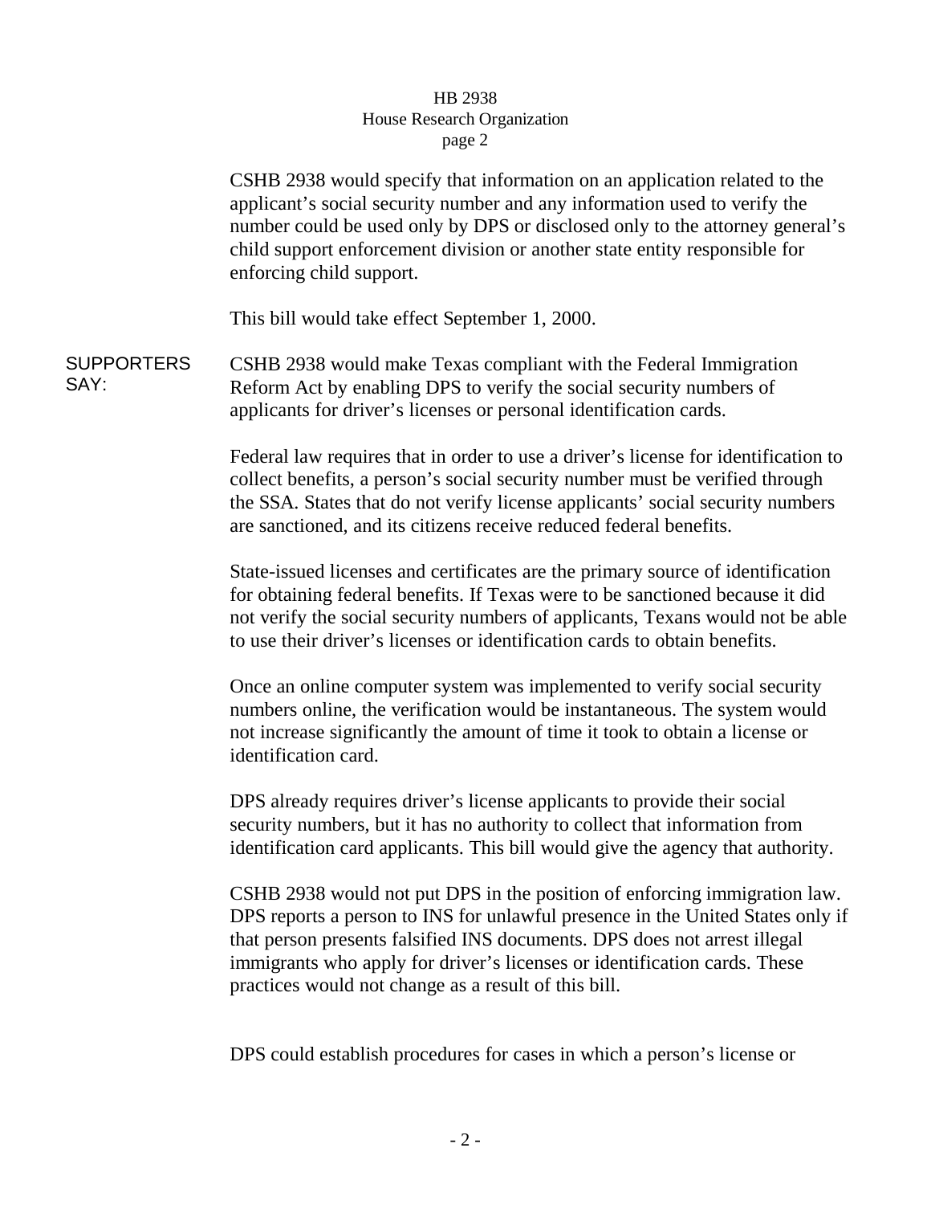CSHB 2938 would specify that information on an application related to the applicant's social security number and any information used to verify the number could be used only by DPS or disclosed only to the attorney general's child support enforcement division or another state entity responsible for enforcing child support.

This bill would take effect September 1, 2000.

**SUPPORTERS SAY:**

CSHB 2938 would make Texas compliant with the Federal Immigration Reform Act by enabling DPS to verify the social security numbers of applicants for driver's licenses or personal identification cards.

Federal law requires that in order to use a driver's license for identification to collect benefits, a person's social security number must be verified through the SSA. States that do not verify license applicants' social security numbers are sanctioned, and its citizens receive reduced federal benefits.

State-issued licenses and certificates are the primary source of identification for obtaining federal benefits. If Texas were to be sanctioned because it did not verify the social security numbers of applicants, Texans would not be able to use their driver's licenses or identification cards to obtain benefits.

Once an online computer system was implemented to verify social security numbers online, the verification would be instantaneous. The system would not increase significantly the amount of time it took to obtain a license or identification card.

DPS already requires driver's license applicants to provide their social security numbers, but it has no authority to collect that information from identification card applicants. This bill would give the agency that authority.

CSHB 2938 would not put DPS in the position of enforcing immigration law. DPS reports a person to INS for unlawful presence in the United States only if that person presents falsified INS documents. DPS does not arrest illegal immigrants who apply for driver's licenses or identification cards. These practices would not change as a result of this bill.

DPS could establish procedures for cases in which a person's license or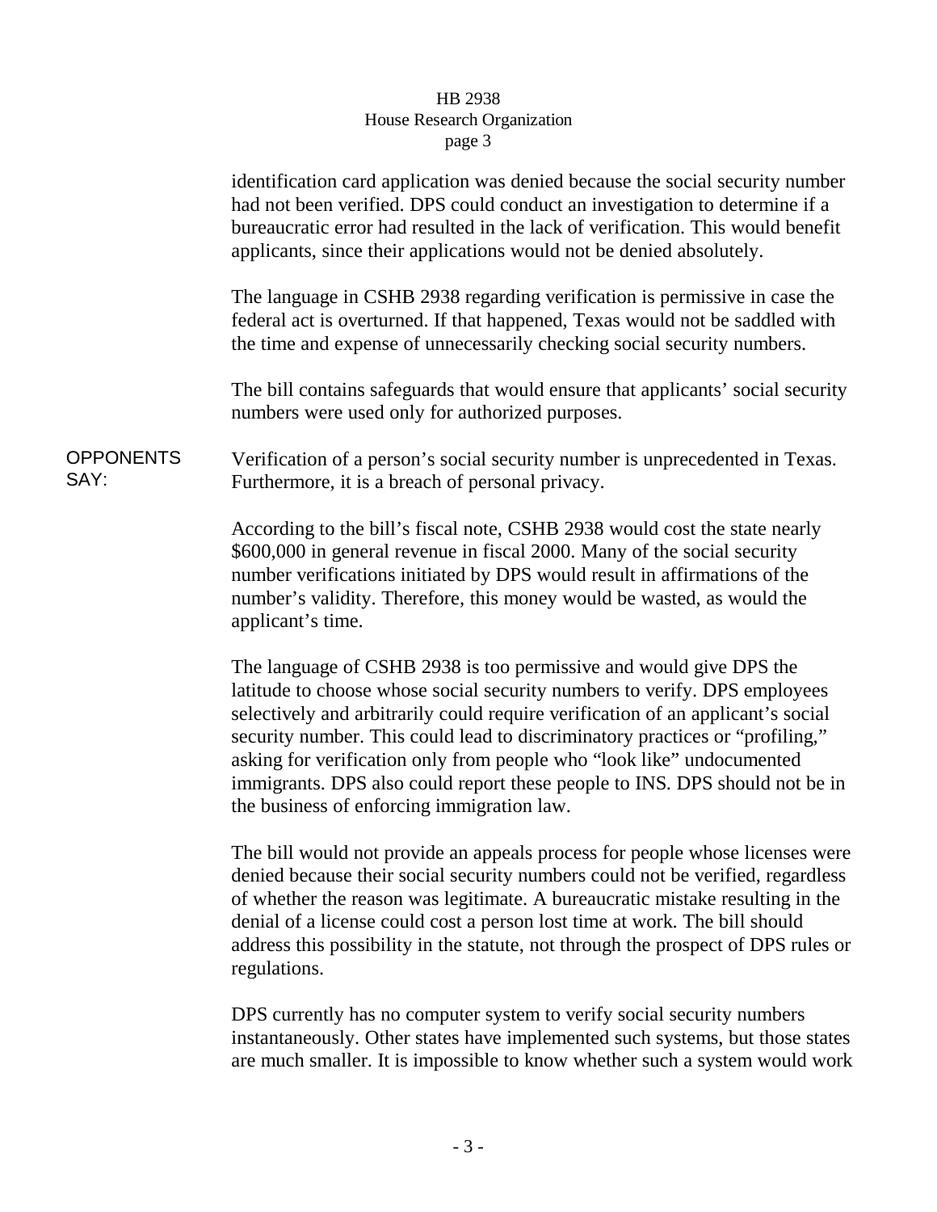identification card application was denied because the social security number had not been verified. DPS could conduct an investigation to determine if a bureaucratic error had resulted in the lack of verification. This would benefit applicants, since their applications would not be denied absolutely.

The language in CSHB 2938 regarding verification is permissive in case the federal act is overturned. If that happened, Texas would not be saddled with the time and expense of unnecessarily checking social security numbers.

The bill contains safeguards that would ensure that applicants' social security numbers were used only for authorized purposes.

**OPPONENTS SAY:**

Verification of a person's social security number is unprecedented in Texas. Furthermore, it is a breach of personal privacy.

According to the bill's fiscal note, CSHB 2938 would cost the state nearly $600,000 in general revenue in fiscal 2000. Many of the social security number verifications initiated by DPS would result in affirmations of the number's validity. Therefore, this money would be wasted, as would the applicant's time.

The language of CSHB 2938 is too permissive and would give DPS the latitude to choose whose social security numbers to verify. DPS employees selectively and arbitrarily could require verification of an applicant's social security number. This could lead to discriminatory practices or "profiling," asking for verification only from people who "look like" undocumented immigrants. DPS also could report these people to INS. DPS should not be in the business of enforcing immigration law.

The bill would not provide an appeals process for people whose licenses were denied because their social security numbers could not be verified, regardless of whether the reason was legitimate. A bureaucratic mistake resulting in the denial of a license could cost a person lost time at work. The bill should address this possibility in the statute, not through the prospect of DPS rules or regulations.

DPS currently has no computer system to verify social security numbers instantaneously. Other states have implemented such systems, but those states are much smaller. It is impossible to know whether such a system would work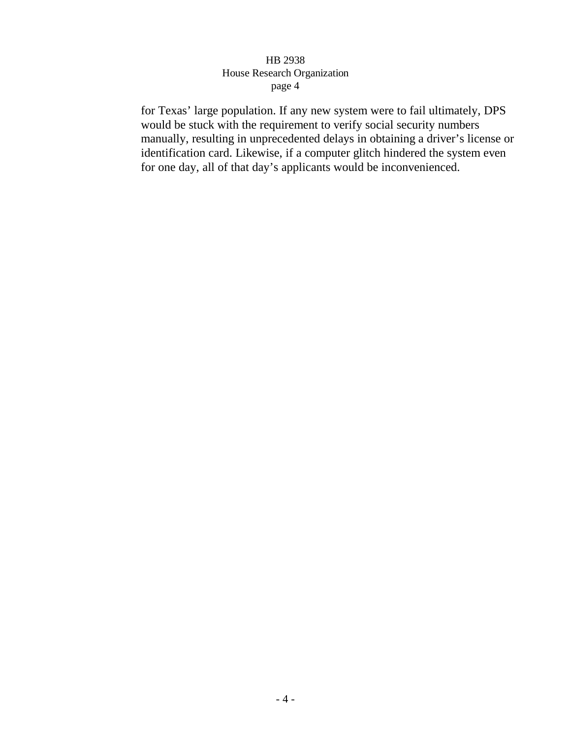for Texas' large population. If any new system were to fail ultimately, DPS would be stuck with the requirement to verify social security numbers manually, resulting in unprecedented delays in obtaining a driver's license or identification card. Likewise, if a computer glitch hindered the system even for one day, all of that day's applicants would be inconvenienced.